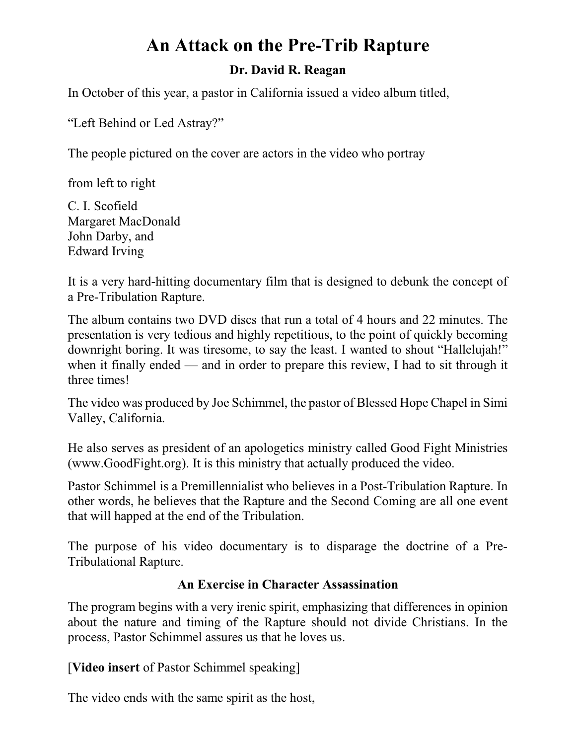# An Attack on the Pre-Trib Rapture

**Dr. David R. Reagan**

In October of this year, a pastor in California issued a video album titled,

"Left Behind or Led Astray?"

The people pictured on the cover are actors in the video who portray

from left to right

C. I. Scofield
Margaret MacDonald
John Darby, and
Edward Irving

It is a very hard-hitting documentary film that is designed to debunk the concept of a Pre-Tribulation Rapture.

The album contains two DVD discs that run a total of 4 hours and 22 minutes. The presentation is very tedious and highly repetitious, to the point of quickly becoming downright boring. It was tiresome, to say the least. I wanted to shout "Hallelujah!" when it finally ended — and in order to prepare this review, I had to sit through it three times!

The video was produced by Joe Schimmel, the pastor of Blessed Hope Chapel in Simi Valley, California.

He also serves as president of an apologetics ministry called Good Fight Ministries (www.GoodFight.org). It is this ministry that actually produced the video.

Pastor Schimmel is a Premillennialist who believes in a Post-Tribulation Rapture. In other words, he believes that the Rapture and the Second Coming are all one event that will happed at the end of the Tribulation.

The purpose of his video documentary is to disparage the doctrine of a Pre-Tribulational Rapture.

### An Exercise in Character Assassination

The program begins with a very irenic spirit, emphasizing that differences in opinion about the nature and timing of the Rapture should not divide Christians. In the process, Pastor Schimmel assures us that he loves us.

[**Video insert** of Pastor Schimmel speaking]

The video ends with the same spirit as the host,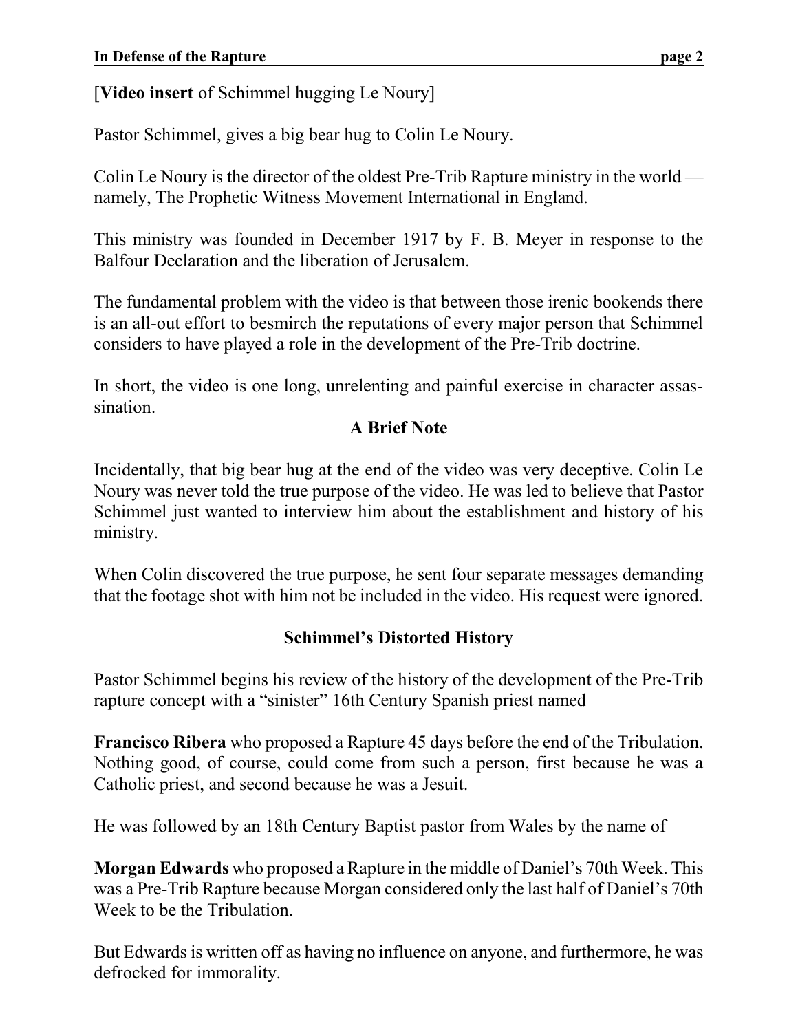[**Video insert** of Schimmel hugging Le Noury]

Pastor Schimmel, gives a big bear hug to Colin Le Noury.

Colin Le Noury is the director of the oldest Pre-Trib Rapture ministry in the world — namely, The Prophetic Witness Movement International in England.

This ministry was founded in December 1917 by F. B. Meyer in response to the Balfour Declaration and the liberation of Jerusalem.

The fundamental problem with the video is that between those irenic bookends there is an all-out effort to besmirch the reputations of every major person that Schimmel considers to have played a role in the development of the Pre-Trib doctrine.

In short, the video is one long, unrelenting and painful exercise in character assassination.

### A Brief Note

Incidentally, that big bear hug at the end of the video was very deceptive. Colin Le Noury was never told the true purpose of the video. He was led to believe that Pastor Schimmel just wanted to interview him about the establishment and history of his ministry.

When Colin discovered the true purpose, he sent four separate messages demanding that the footage shot with him not be included in the video. His request were ignored.

### Schimmel's Distorted History

Pastor Schimmel begins his review of the history of the development of the Pre-Trib rapture concept with a "sinister" 16th Century Spanish priest named

**Francisco Ribera** who proposed a Rapture 45 days before the end of the Tribulation. Nothing good, of course, could come from such a person, first because he was a Catholic priest, and second because he was a Jesuit.

He was followed by an 18th Century Baptist pastor from Wales by the name of

**Morgan Edwards** who proposed a Rapture in the middle of Daniel's 70th Week. This was a Pre-Trib Rapture because Morgan considered only the last half of Daniel's 70th Week to be the Tribulation.

But Edwards is written off as having no influence on anyone, and furthermore, he was defrocked for immorality.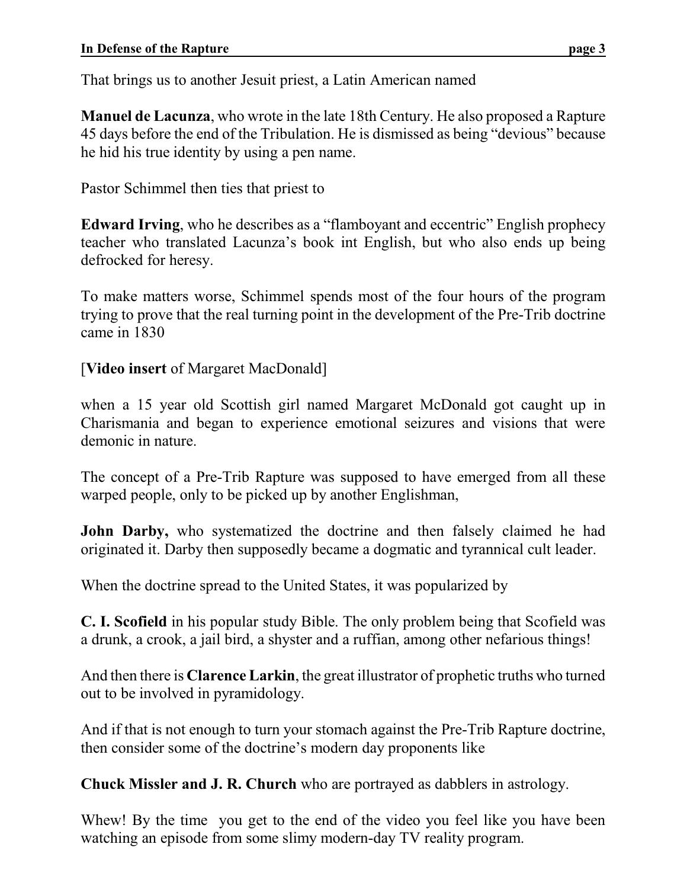That brings us to another Jesuit priest, a Latin American named

**Manuel de Lacunza**, who wrote in the late 18th Century. He also proposed a Rapture 45 days before the end of the Tribulation. He is dismissed as being "devious" because he hid his true identity by using a pen name.

Pastor Schimmel then ties that priest to

**Edward Irving**, who he describes as a "flamboyant and eccentric" English prophecy teacher who translated Lacunza's book int English, but who also ends up being defrocked for heresy.

To make matters worse, Schimmel spends most of the four hours of the program trying to prove that the real turning point in the development of the Pre-Trib doctrine came in 1830

[**Video insert** of Margaret MacDonald]

when a 15 year old Scottish girl named Margaret McDonald got caught up in Charismania and began to experience emotional seizures and visions that were demonic in nature.

The concept of a Pre-Trib Rapture was supposed to have emerged from all these warped people, only to be picked up by another Englishman,

**John Darby,** who systematized the doctrine and then falsely claimed he had originated it. Darby then supposedly became a dogmatic and tyrannical cult leader.

When the doctrine spread to the United States, it was popularized by

**C. I. Scofield** in his popular study Bible. The only problem being that Scofield was a drunk, a crook, a jail bird, a shyster and a ruffian, among other nefarious things!

And then there is **Clarence Larkin**, the great illustrator of prophetic truths who turned out to be involved in pyramidology.

And if that is not enough to turn your stomach against the Pre-Trib Rapture doctrine, then consider some of the doctrine's modern day proponents like

**Chuck Missler and J. R. Church** who are portrayed as dabblers in astrology.

Whew! By the time you get to the end of the video you feel like you have been watching an episode from some slimy modern-day TV reality program.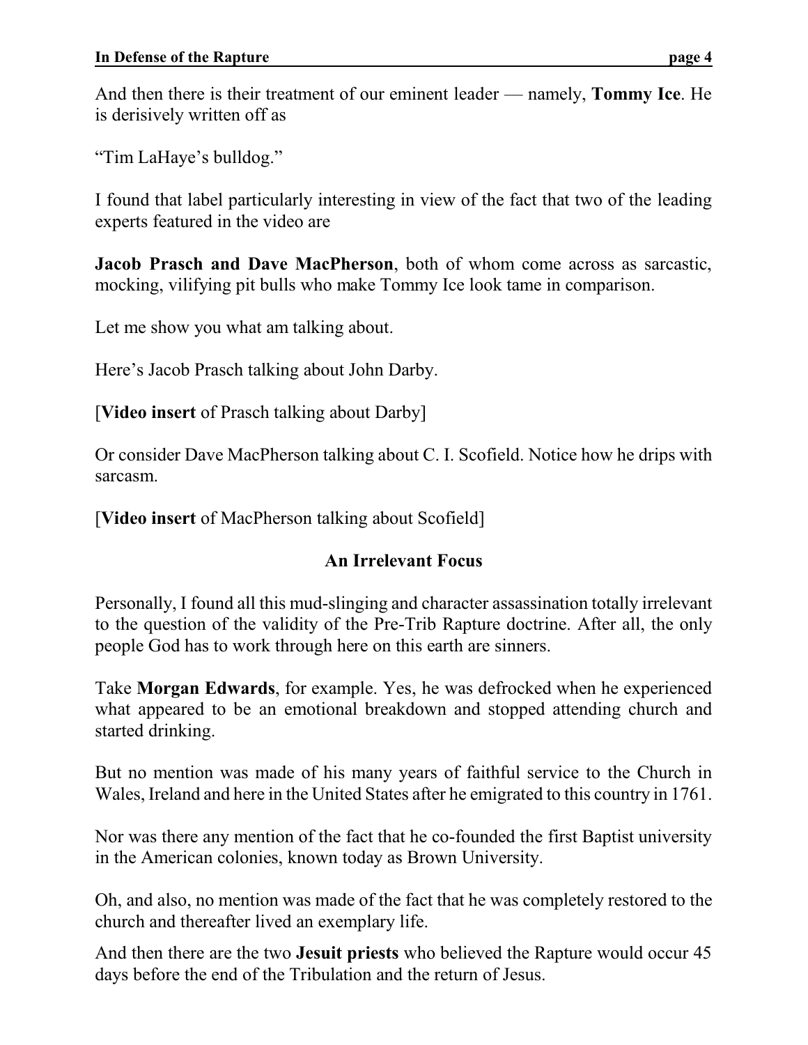And then there is their treatment of our eminent leader — namely, **Tommy Ice**. He is derisively written off as

"Tim LaHaye's bulldog."

I found that label particularly interesting in view of the fact that two of the leading experts featured in the video are

**Jacob Prasch and Dave MacPherson**, both of whom come across as sarcastic, mocking, vilifying pit bulls who make Tommy Ice look tame in comparison.

Let me show you what am talking about.

Here's Jacob Prasch talking about John Darby.

[**Video insert** of Prasch talking about Darby]

Or consider Dave MacPherson talking about C. I. Scofield. Notice how he drips with sarcasm.

[**Video insert** of MacPherson talking about Scofield]

## An Irrelevant Focus

Personally, I found all this mud-slinging and character assassination totally irrelevant to the question of the validity of the Pre-Trib Rapture doctrine. After all, the only people God has to work through here on this earth are sinners.

Take **Morgan Edwards**, for example. Yes, he was defrocked when he experienced what appeared to be an emotional breakdown and stopped attending church and started drinking.

But no mention was made of his many years of faithful service to the Church in Wales, Ireland and here in the United States after he emigrated to this country in 1761.

Nor was there any mention of the fact that he co-founded the first Baptist university in the American colonies, known today as Brown University.

Oh, and also, no mention was made of the fact that he was completely restored to the church and thereafter lived an exemplary life.

And then there are the two **Jesuit priests** who believed the Rapture would occur 45 days before the end of the Tribulation and the return of Jesus.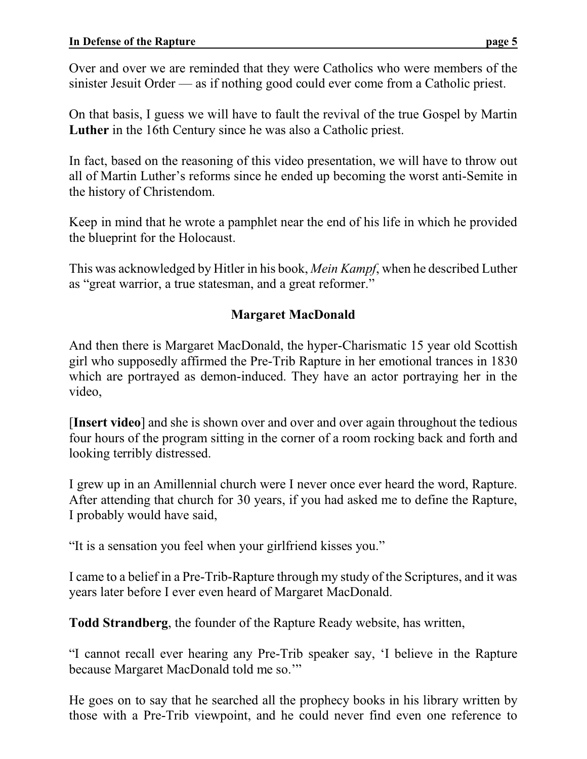Over and over we are reminded that they were Catholics who were members of the sinister Jesuit Order — as if nothing good could ever come from a Catholic priest.

On that basis, I guess we will have to fault the revival of the true Gospel by Martin **Luther** in the 16th Century since he was also a Catholic priest.

In fact, based on the reasoning of this video presentation, we will have to throw out all of Martin Luther's reforms since he ended up becoming the worst anti-Semite in the history of Christendom.

Keep in mind that he wrote a pamphlet near the end of his life in which he provided the blueprint for the Holocaust.

This was acknowledged by Hitler in his book, *Mein Kampf*, when he described Luther as "great warrior, a true statesman, and a great reformer."

### Margaret MacDonald

And then there is Margaret MacDonald, the hyper-Charismatic 15 year old Scottish girl who supposedly affirmed the Pre-Trib Rapture in her emotional trances in 1830 which are portrayed as demon-induced. They have an actor portraying her in the video,

[**Insert video**] and she is shown over and over and over again throughout the tedious four hours of the program sitting in the corner of a room rocking back and forth and looking terribly distressed.

I grew up in an Amillennial church were I never once ever heard the word, Rapture. After attending that church for 30 years, if you had asked me to define the Rapture, I probably would have said,

"It is a sensation you feel when your girlfriend kisses you."

I came to a belief in a Pre-Trib-Rapture through my study of the Scriptures, and it was years later before I ever even heard of Margaret MacDonald.

**Todd Strandberg**, the founder of the Rapture Ready website, has written,

"I cannot recall ever hearing any Pre-Trib speaker say, 'I believe in the Rapture because Margaret MacDonald told me so.'"

He goes on to say that he searched all the prophecy books in his library written by those with a Pre-Trib viewpoint, and he could never find even one reference to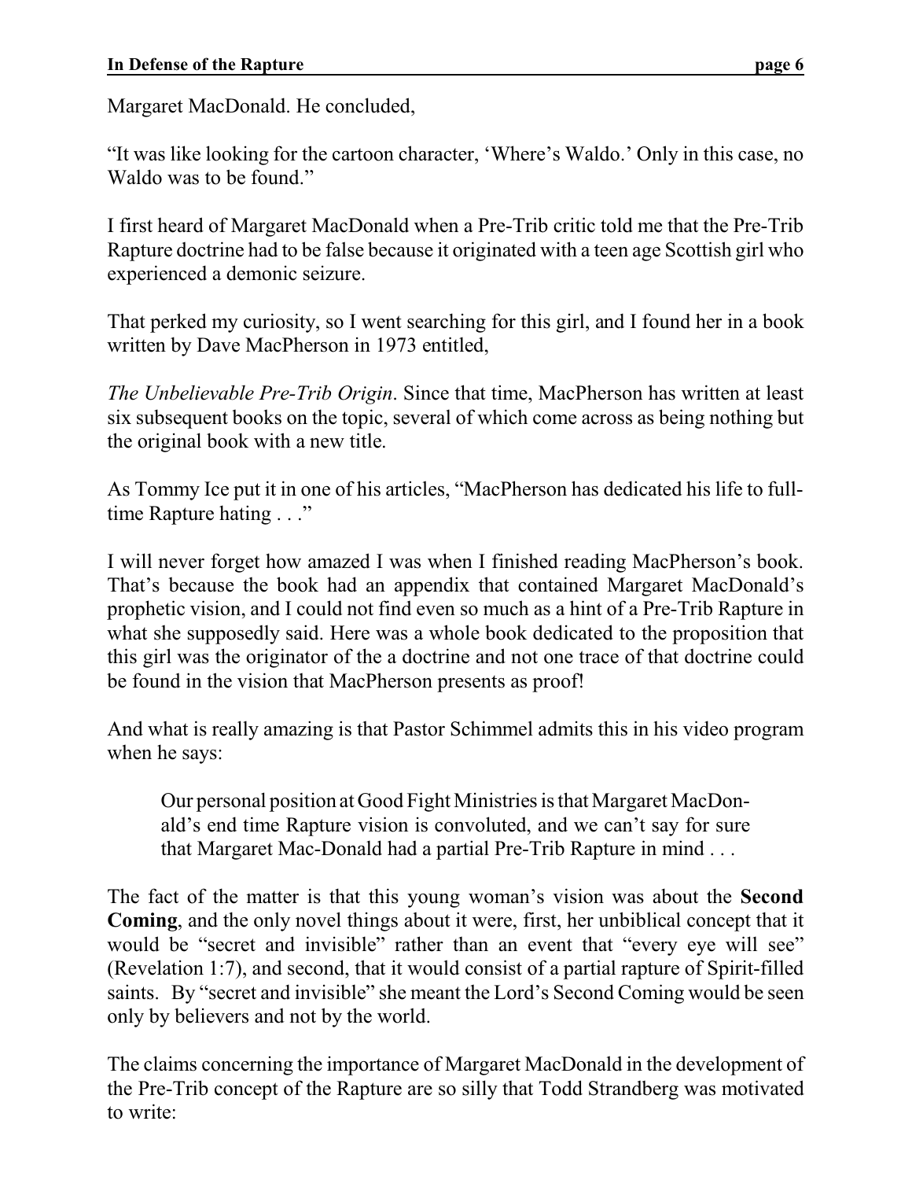Margaret MacDonald. He concluded,

"It was like looking for the cartoon character, 'Where's Waldo.' Only in this case, no Waldo was to be found."

I first heard of Margaret MacDonald when a Pre-Trib critic told me that the Pre-Trib Rapture doctrine had to be false because it originated with a teen age Scottish girl who experienced a demonic seizure.

That perked my curiosity, so I went searching for this girl, and I found her in a book written by Dave MacPherson in 1973 entitled,

*The Unbelievable Pre-Trib Origin*. Since that time, MacPherson has written at least six subsequent books on the topic, several of which come across as being nothing but the original book with a new title.

As Tommy Ice put it in one of his articles, "MacPherson has dedicated his life to full-time Rapture hating . . ."

I will never forget how amazed I was when I finished reading MacPherson's book. That's because the book had an appendix that contained Margaret MacDonald's prophetic vision, and I could not find even so much as a hint of a Pre-Trib Rapture in what she supposedly said. Here was a whole book dedicated to the proposition that this girl was the originator of the a doctrine and not one trace of that doctrine could be found in the vision that MacPherson presents as proof!

And what is really amazing is that Pastor Schimmel admits this in his video program when he says:

> Our personal position at Good Fight Ministries is that Margaret MacDonald's end time Rapture vision is convoluted, and we can't say for sure that Margaret Mac-Donald had a partial Pre-Trib Rapture in mind . . .

The fact of the matter is that this young woman's vision was about the **Second Coming**, and the only novel things about it were, first, her unbiblical concept that it would be "secret and invisible" rather than an event that "every eye will see" (Revelation 1:7), and second, that it would consist of a partial rapture of Spirit-filled saints. By "secret and invisible" she meant the Lord's Second Coming would be seen only by believers and not by the world.

The claims concerning the importance of Margaret MacDonald in the development of the Pre-Trib concept of the Rapture are so silly that Todd Strandberg was motivated to write: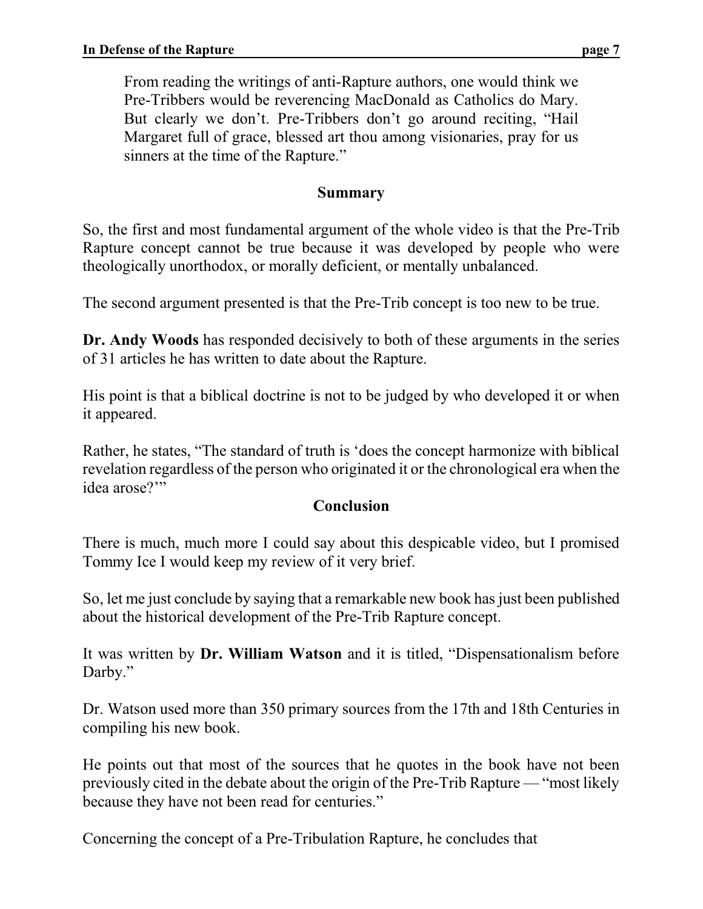> From reading the writings of anti-Rapture authors, one would think we Pre-Tribbers would be reverencing MacDonald as Catholics do Mary. But clearly we don't. Pre-Tribbers don't go around reciting, "Hail Margaret full of grace, blessed art thou among visionaries, pray for us sinners at the time of the Rapture."

## Summary

So, the first and most fundamental argument of the whole video is that the Pre-Trib Rapture concept cannot be true because it was developed by people who were theologically unorthodox, or morally deficient, or mentally unbalanced.

The second argument presented is that the Pre-Trib concept is too new to be true.

**Dr. Andy Woods** has responded decisively to both of these arguments in the series of 31 articles he has written to date about the Rapture.

His point is that a biblical doctrine is not to be judged by who developed it or when it appeared.

Rather, he states, "The standard of truth is 'does the concept harmonize with biblical revelation regardless of the person who originated it or the chronological era when the idea arose?'"

## Conclusion

There is much, much more I could say about this despicable video, but I promised Tommy Ice I would keep my review of it very brief.

So, let me just conclude by saying that a remarkable new book has just been published about the historical development of the Pre-Trib Rapture concept.

It was written by **Dr. William Watson** and it is titled, "Dispensationalism before Darby."

Dr. Watson used more than 350 primary sources from the 17th and 18th Centuries in compiling his new book.

He points out that most of the sources that he quotes in the book have not been previously cited in the debate about the origin of the Pre-Trib Rapture — "most likely because they have not been read for centuries."

Concerning the concept of a Pre-Tribulation Rapture, he concludes that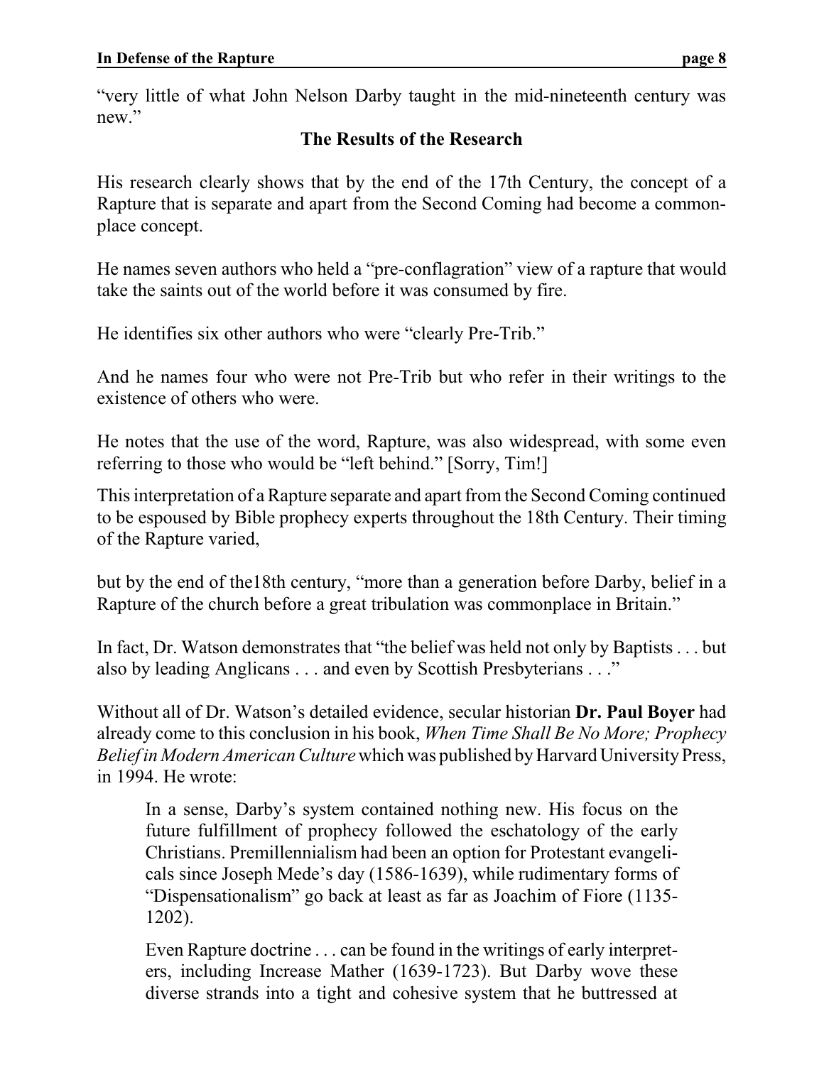"very little of what John Nelson Darby taught in the mid-nineteenth century was new."

## The Results of the Research

His research clearly shows that by the end of the 17th Century, the concept of a Rapture that is separate and apart from the Second Coming had become a commonplace concept.

He names seven authors who held a "pre-conflagration" view of a rapture that would take the saints out of the world before it was consumed by fire.

He identifies six other authors who were "clearly Pre-Trib."

And he names four who were not Pre-Trib but who refer in their writings to the existence of others who were.

He notes that the use of the word, Rapture, was also widespread, with some even referring to those who would be "left behind." [Sorry, Tim!]

This interpretation of a Rapture separate and apart from the Second Coming continued to be espoused by Bible prophecy experts throughout the 18th Century. Their timing of the Rapture varied,

but by the end of the18th century, "more than a generation before Darby, belief in a Rapture of the church before a great tribulation was commonplace in Britain."

In fact, Dr. Watson demonstrates that "the belief was held not only by Baptists . . . but also by leading Anglicans . . . and even by Scottish Presbyterians . . ."

Without all of Dr. Watson's detailed evidence, secular historian **Dr. Paul Boyer** had already come to this conclusion in his book, *When Time Shall Be No More; Prophecy Belief in Modern American Culture* which was published by Harvard University Press, in 1994. He wrote:

> In a sense, Darby's system contained nothing new. His focus on the future fulfillment of prophecy followed the eschatology of the early Christians. Premillennialism had been an option for Protestant evangelicals since Joseph Mede's day (1586-1639), while rudimentary forms of "Dispensationalism" go back at least as far as Joachim of Fiore (1135-1202).
>
> Even Rapture doctrine . . . can be found in the writings of early interpreters, including Increase Mather (1639-1723). But Darby wove these diverse strands into a tight and cohesive system that he buttressed at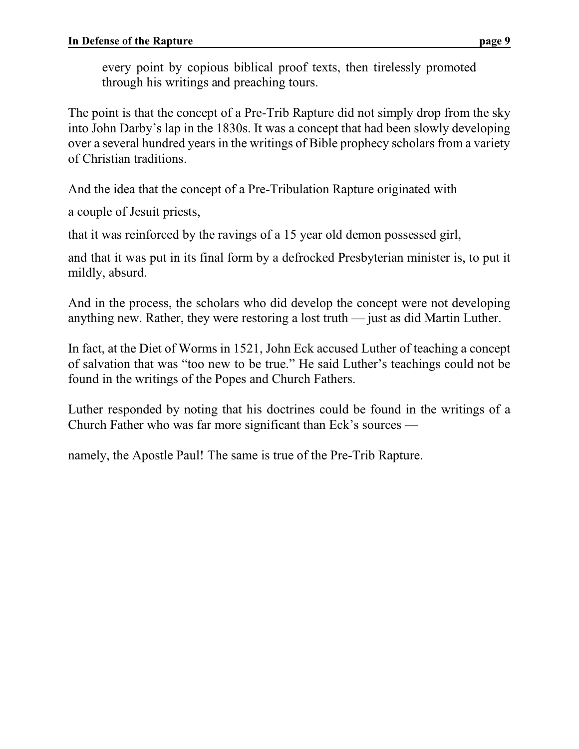every point by copious biblical proof texts, then tirelessly promoted through his writings and preaching tours.

The point is that the concept of a Pre-Trib Rapture did not simply drop from the sky into John Darby's lap in the 1830s. It was a concept that had been slowly developing over a several hundred years in the writings of Bible prophecy scholars from a variety of Christian traditions.

And the idea that the concept of a Pre-Tribulation Rapture originated with

a couple of Jesuit priests,

that it was reinforced by the ravings of a 15 year old demon possessed girl,

and that it was put in its final form by a defrocked Presbyterian minister is, to put it mildly, absurd.

And in the process, the scholars who did develop the concept were not developing anything new. Rather, they were restoring a lost truth — just as did Martin Luther.

In fact, at the Diet of Worms in 1521, John Eck accused Luther of teaching a concept of salvation that was "too new to be true." He said Luther's teachings could not be found in the writings of the Popes and Church Fathers.

Luther responded by noting that his doctrines could be found in the writings of a Church Father who was far more significant than Eck's sources —

namely, the Apostle Paul! The same is true of the Pre-Trib Rapture.